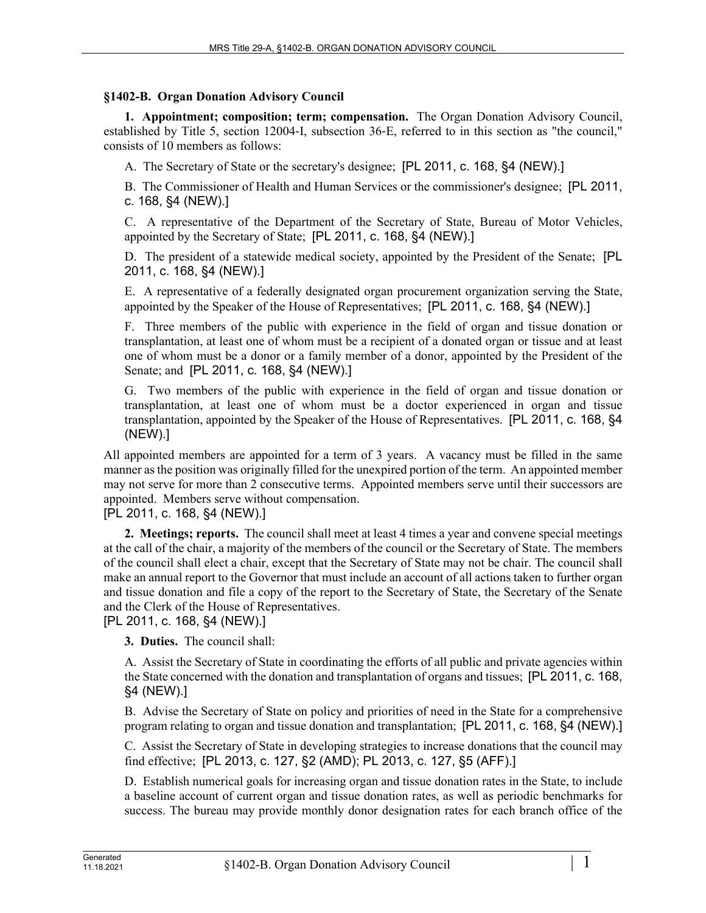## §1402-B. Organ Donation Advisory Council

**1. Appointment; composition; term; compensation.** The Organ Donation Advisory Council, established by Title 5, section 12004-I, subsection 36-E, referred to in this section as "the council," consists of 10 members as follows:

A. The Secretary of State or the secretary's designee; [PL 2011, c. 168, §4 (NEW).]

B. The Commissioner of Health and Human Services or the commissioner's designee; [PL 2011, c. 168, §4 (NEW).]

C. A representative of the Department of the Secretary of State, Bureau of Motor Vehicles, appointed by the Secretary of State; [PL 2011, c. 168, §4 (NEW).]

D. The president of a statewide medical society, appointed by the President of the Senate; [PL 2011, c. 168, §4 (NEW).]

E. A representative of a federally designated organ procurement organization serving the State, appointed by the Speaker of the House of Representatives; [PL 2011, c. 168, §4 (NEW).]

F. Three members of the public with experience in the field of organ and tissue donation or transplantation, at least one of whom must be a recipient of a donated organ or tissue and at least one of whom must be a donor or a family member of a donor, appointed by the President of the Senate; and [PL 2011, c. 168, §4 (NEW).]

G. Two members of the public with experience in the field of organ and tissue donation or transplantation, at least one of whom must be a doctor experienced in organ and tissue transplantation, appointed by the Speaker of the House of Representatives. [PL 2011, c. 168, §4 (NEW).]

All appointed members are appointed for a term of 3 years. A vacancy must be filled in the same manner as the position was originally filled for the unexpired portion of the term. An appointed member may not serve for more than 2 consecutive terms. Appointed members serve until their successors are appointed. Members serve without compensation.
[PL 2011, c. 168, §4 (NEW).]

**2. Meetings; reports.** The council shall meet at least 4 times a year and convene special meetings at the call of the chair, a majority of the members of the council or the Secretary of State. The members of the council shall elect a chair, except that the Secretary of State may not be chair. The council shall make an annual report to the Governor that must include an account of all actions taken to further organ and tissue donation and file a copy of the report to the Secretary of State, the Secretary of the Senate and the Clerk of the House of Representatives.
[PL 2011, c. 168, §4 (NEW).]

**3. Duties.** The council shall:

A. Assist the Secretary of State in coordinating the efforts of all public and private agencies within the State concerned with the donation and transplantation of organs and tissues; [PL 2011, c. 168, §4 (NEW).]

B. Advise the Secretary of State on policy and priorities of need in the State for a comprehensive program relating to organ and tissue donation and transplantation; [PL 2011, c. 168, §4 (NEW).]

C. Assist the Secretary of State in developing strategies to increase donations that the council may find effective; [PL 2013, c. 127, §2 (AMD); PL 2013, c. 127, §5 (AFF).]

D. Establish numerical goals for increasing organ and tissue donation rates in the State, to include a baseline account of current organ and tissue donation rates, as well as periodic benchmarks for success. The bureau may provide monthly donor designation rates for each branch office of the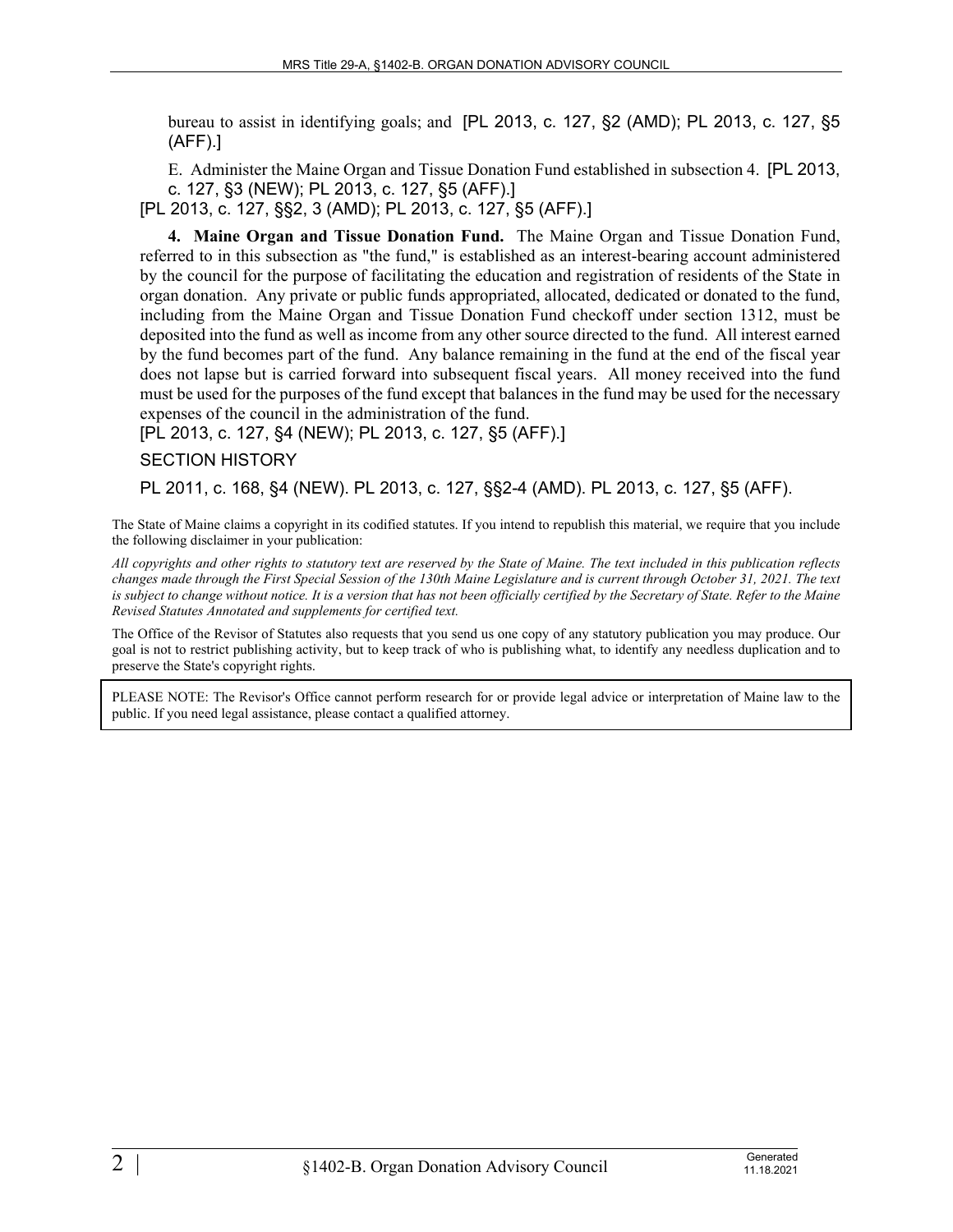bureau to assist in identifying goals; and [PL 2013, c. 127, §2 (AMD); PL 2013, c. 127, §5 (AFF).]

E. Administer the Maine Organ and Tissue Donation Fund established in subsection 4. [PL 2013, c. 127, §3 (NEW); PL 2013, c. 127, §5 (AFF).]

[PL 2013, c. 127, §§2, 3 (AMD); PL 2013, c. 127, §5 (AFF).]

**4. Maine Organ and Tissue Donation Fund.** The Maine Organ and Tissue Donation Fund, referred to in this subsection as "the fund," is established as an interest-bearing account administered by the council for the purpose of facilitating the education and registration of residents of the State in organ donation. Any private or public funds appropriated, allocated, dedicated or donated to the fund, including from the Maine Organ and Tissue Donation Fund checkoff under section 1312, must be deposited into the fund as well as income from any other source directed to the fund. All interest earned by the fund becomes part of the fund. Any balance remaining in the fund at the end of the fiscal year does not lapse but is carried forward into subsequent fiscal years. All money received into the fund must be used for the purposes of the fund except that balances in the fund may be used for the necessary expenses of the council in the administration of the fund.

[PL 2013, c. 127, §4 (NEW); PL 2013, c. 127, §5 (AFF).]

SECTION HISTORY

PL 2011, c. 168, §4 (NEW). PL 2013, c. 127, §§2-4 (AMD). PL 2013, c. 127, §5 (AFF).

The State of Maine claims a copyright in its codified statutes. If you intend to republish this material, we require that you include the following disclaimer in your publication:

*All copyrights and other rights to statutory text are reserved by the State of Maine. The text included in this publication reflects changes made through the First Special Session of the 130th Maine Legislature and is current through October 31, 2021. The text is subject to change without notice. It is a version that has not been officially certified by the Secretary of State. Refer to the Maine Revised Statutes Annotated and supplements for certified text.*

The Office of the Revisor of Statutes also requests that you send us one copy of any statutory publication you may produce. Our goal is not to restrict publishing activity, but to keep track of who is publishing what, to identify any needless duplication and to preserve the State's copyright rights.

PLEASE NOTE: The Revisor's Office cannot perform research for or provide legal advice or interpretation of Maine law to the public. If you need legal assistance, please contact a qualified attorney.